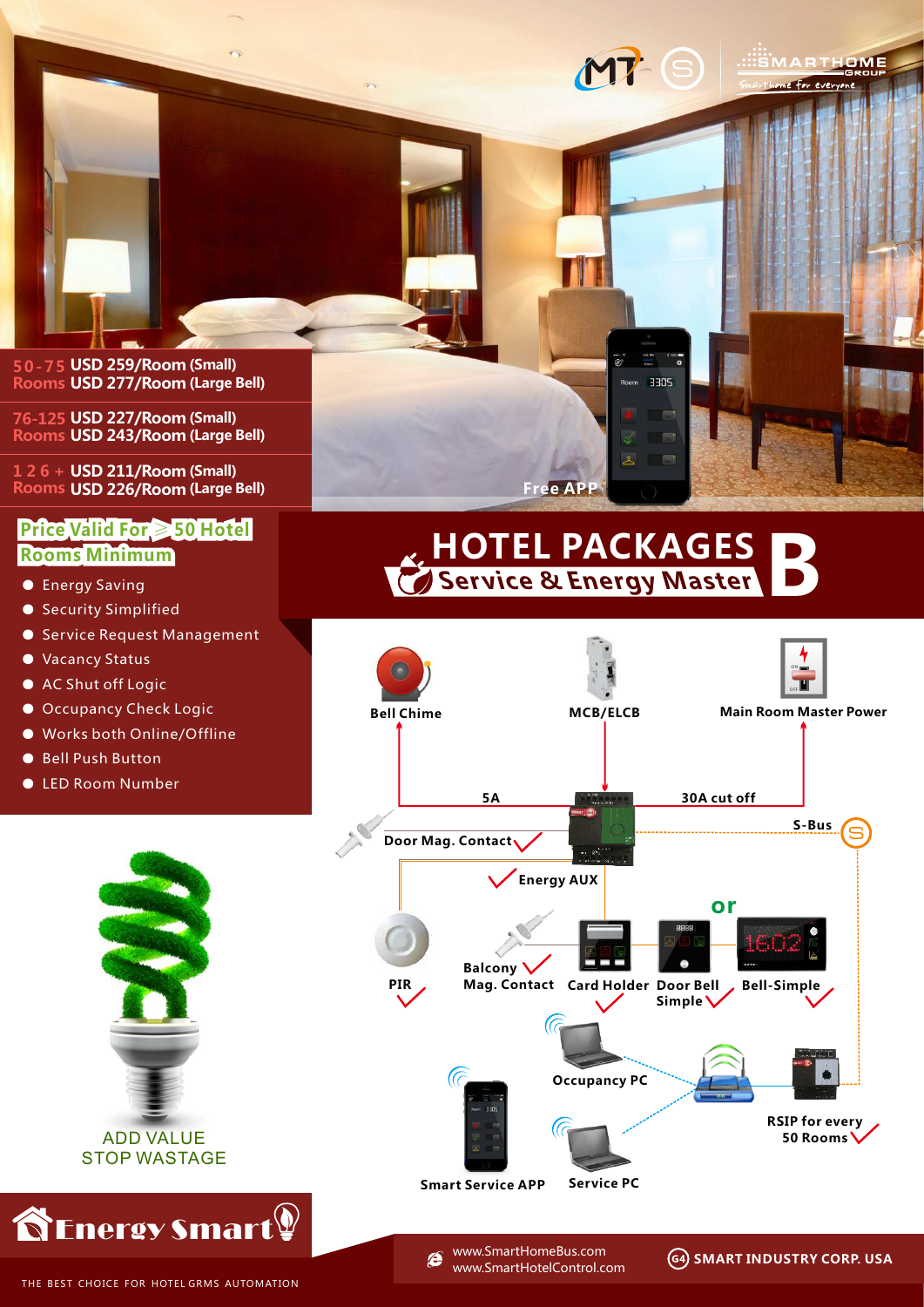MT SMARTHOME GROUP
Smarthome for everyone

| Rooms | Price (Small) | Price (Large Bell) |
|---|---|---|
| 50-75 Rooms | USD 259/Room (Small) | USD 277/Room (Large Bell) |
| 76-125 Rooms | USD 227/Room (Small) | USD 243/Room (Large Bell) |
| 126 + Rooms | USD 211/Room (Small) | USD 226/Room (Large Bell) |

Free APP

**Price Valid For ≥ 50 Hotel Rooms Minimum**

# HOTEL PACKAGES B
## Service & Energy Master

- Energy Saving
- Security Simplified
- Service Request Management
- Vacancy Status
- AC Shut off Logic
- Occupancy Check Logic
- Works both Online/Offline
- Bell Push Button
- LED Room Number

Bell Chime

MCB/ELCB

Main Room Master Power

5A

30A cut off

S-Bus

Door Mag. Contact

Energy AUX

or

PIR

Balcony Mag. Contact

Card Holder

Door Bell Simple

Bell-Simple

Occupancy PC

RSIP for every 50 Rooms

Smart Service APP

Service PC

ADD VALUE
STOP WASTAGE

**Energy Smart**

THE BEST CHOICE FOR HOTEL GRMS AUTOMATION

www.SmartHomeBus.com
www.SmartHotelControl.com

G4 SMART INDUSTRY CORP. USA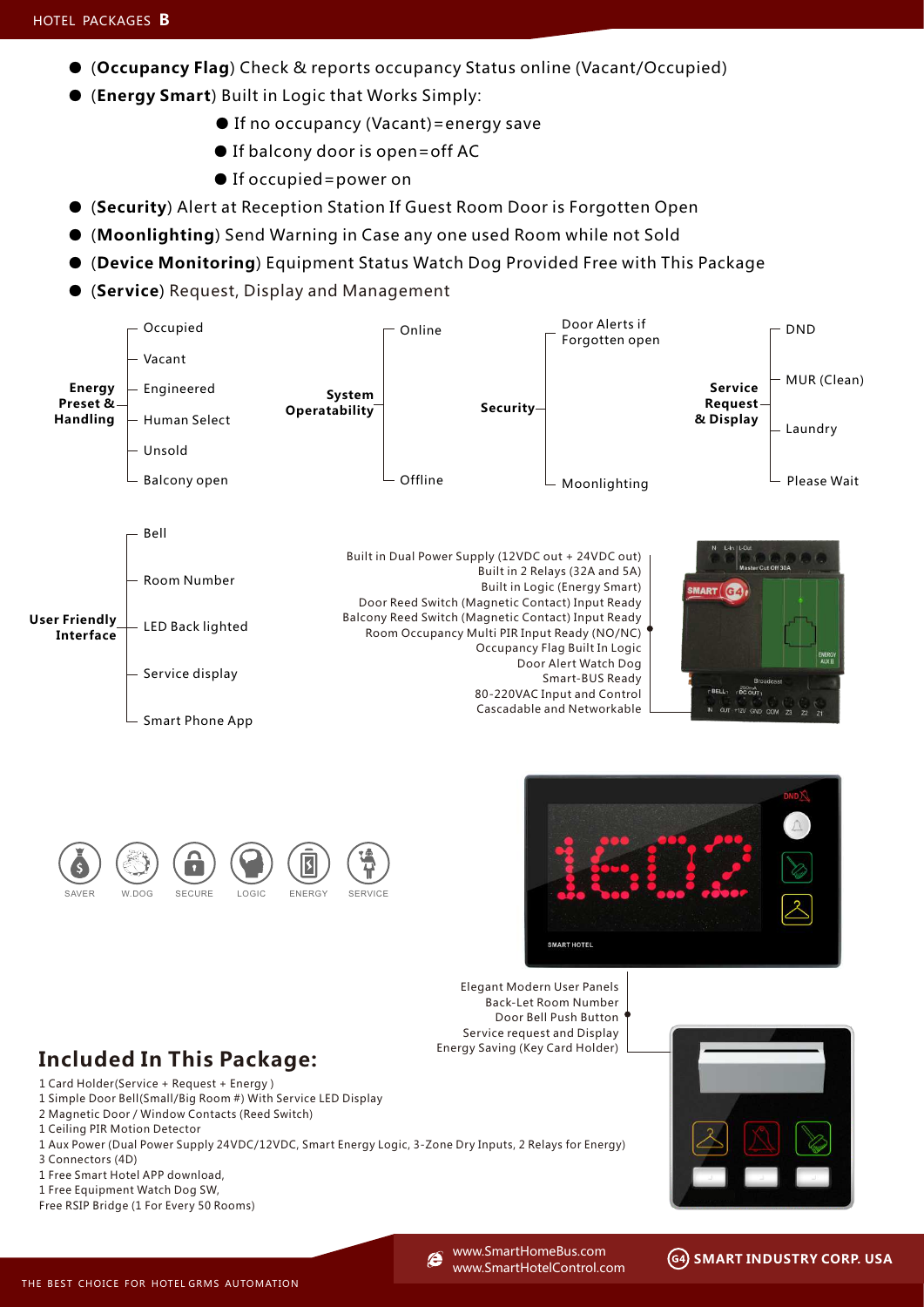- (**Occupancy Flag**) Check & reports occupancy Status online (Vacant/Occupied)
- (**Energy Smart**) Built in Logic that Works Simply:
  - If no occupancy (Vacant)=energy save
  - If balcony door is open=off AC
  - If occupied=power on
- (**Security**) Alert at Reception Station If Guest Room Door is Forgotten Open
- (**Moonlighting**) Send Warning in Case any one used Room while not Sold
- (**Device Monitoring**) Equipment Status Watch Dog Provided Free with This Package
- (**Service**) Request, Display and Management

**Energy Preset & Handling**
- Occupied
- Vacant
- Engineered
- Human Select
- Unsold
- Balcony open

**System Operatability**
- Online
- Offline

**Security**
- Door Alerts if Forgotten open
- Moonlighting

**Service Request & Display**
- DND
- MUR (Clean)
- Laundry
- Please Wait

**User Friendly Interface**
- Bell
- Room Number
- LED Back lighted
- Service display
- Smart Phone App

Built in Dual Power Supply (12VDC out + 24VDC out)
Built in 2 Relays (32A and 5A)
Built in Logic (Energy Smart)
Door Reed Switch (Magnetic Contact) Input Ready
Balcony Reed Switch (Magnetic Contact) Input Ready
Room Occupancy Multi PIR Input Ready (NO/NC)
Occupancy Flag Built In Logic
Door Alert Watch Dog
Smart-BUS Ready
80-220VAC Input and Control
Cascadable and Networkable

SAVER W.DOG SECURE LOGIC ENERGY SERVICE

Elegant Modern User Panels
Back-Let Room Number
Door Bell Push Button
Service request and Display
Energy Saving (Key Card Holder)

## Included In This Package:

1 Card Holder(Service + Request + Energy )
1 Simple Door Bell(Small/Big Room #) With Service LED Display
2 Magnetic Door / Window Contacts (Reed Switch)
1 Ceiling PIR Motion Detector
1 Aux Power (Dual Power Supply 24VDC/12VDC, Smart Energy Logic, 3-Zone Dry Inputs, 2 Relays for Energy)
3 Connectors (4D)
1 Free Smart Hotel APP download,
1 Free Equipment Watch Dog SW,
Free RSIP Bridge (1 For Every 50 Rooms)

www.SmartHomeBus.com
www.SmartHotelControl.com

SMART INDUSTRY CORP. USA